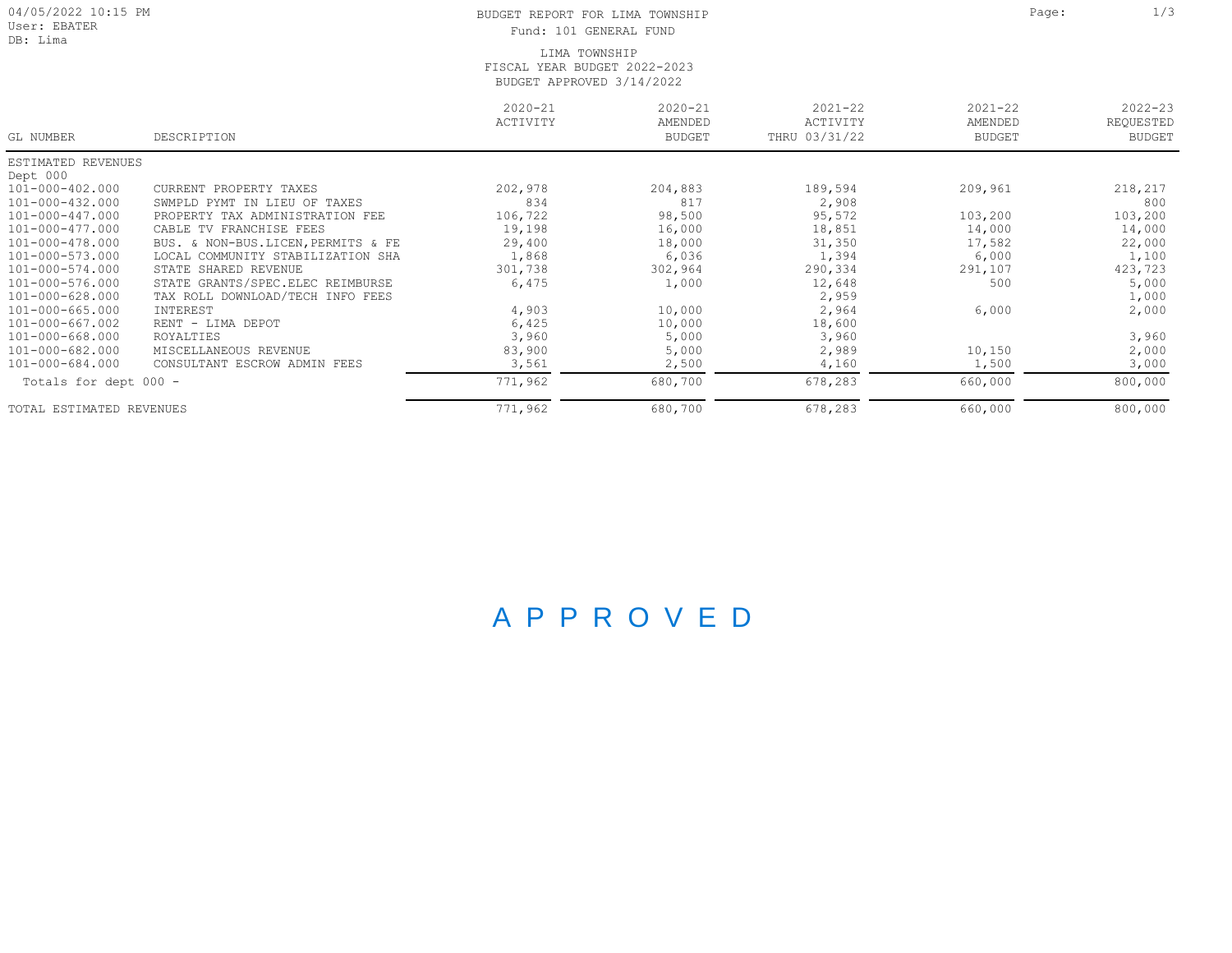04/05/2022 10:15 PM
User: EBATER
DB: Lima

BUDGET REPORT FOR LIMA TOWNSHIP
Fund: 101 GENERAL FUND

LIMA TOWNSHIP
FISCAL YEAR BUDGET 2022-2023
BUDGET APPROVED 3/14/2022

| GL NUMBER | DESCRIPTION | 2020-21 ACTIVITY | 2020-21 AMENDED BUDGET | 2021-22 ACTIVITY THRU 03/31/22 | 2021-22 AMENDED BUDGET | 2022-23 REQUESTED BUDGET |
|---|---|---|---|---|---|---|
| ESTIMATED REVENUES | | | | | | |
| Dept 000 | | | | | | |
| 101-000-402.000 | CURRENT PROPERTY TAXES | 202,978 | 204,883 | 189,594 | 209,961 | 218,217 |
| 101-000-432.000 | SWMPLD PYMT IN LIEU OF TAXES | 834 | 817 | 2,908 | | 800 |
| 101-000-447.000 | PROPERTY TAX ADMINISTRATION FEE | 106,722 | 98,500 | 95,572 | 103,200 | 103,200 |
| 101-000-477.000 | CABLE TV FRANCHISE FEES | 19,198 | 16,000 | 18,851 | 14,000 | 14,000 |
| 101-000-478.000 | BUS. & NON-BUS.LICEN,PERMITS & FE | 29,400 | 18,000 | 31,350 | 17,582 | 22,000 |
| 101-000-573.000 | LOCAL COMMUNITY STABILIZATION SHA | 1,868 | 6,036 | 1,394 | 6,000 | 1,100 |
| 101-000-574.000 | STATE SHARED REVENUE | 301,738 | 302,964 | 290,334 | 291,107 | 423,723 |
| 101-000-576.000 | STATE GRANTS/SPEC.ELEC REIMBURSE | 6,475 | 1,000 | 12,648 | 500 | 5,000 |
| 101-000-628.000 | TAX ROLL DOWNLOAD/TECH INFO FEES | | | 2,959 | | 1,000 |
| 101-000-665.000 | INTEREST | 4,903 | 10,000 | 2,964 | 6,000 | 2,000 |
| 101-000-667.002 | RENT - LIMA DEPOT | 6,425 | 10,000 | 18,600 | | |
| 101-000-668.000 | ROYALTIES | 3,960 | 5,000 | 3,960 | | 3,960 |
| 101-000-682.000 | MISCELLANEOUS REVENUE | 83,900 | 5,000 | 2,989 | 10,150 | 2,000 |
| 101-000-684.000 | CONSULTANT ESCROW ADMIN FEES | 3,561 | 2,500 | 4,160 | 1,500 | 3,000 |
| Totals for dept 000 - | | 771,962 | 680,700 | 678,283 | 660,000 | 800,000 |
| TOTAL ESTIMATED REVENUES | | 771,962 | 680,700 | 678,283 | 660,000 | 800,000 |

APPROVED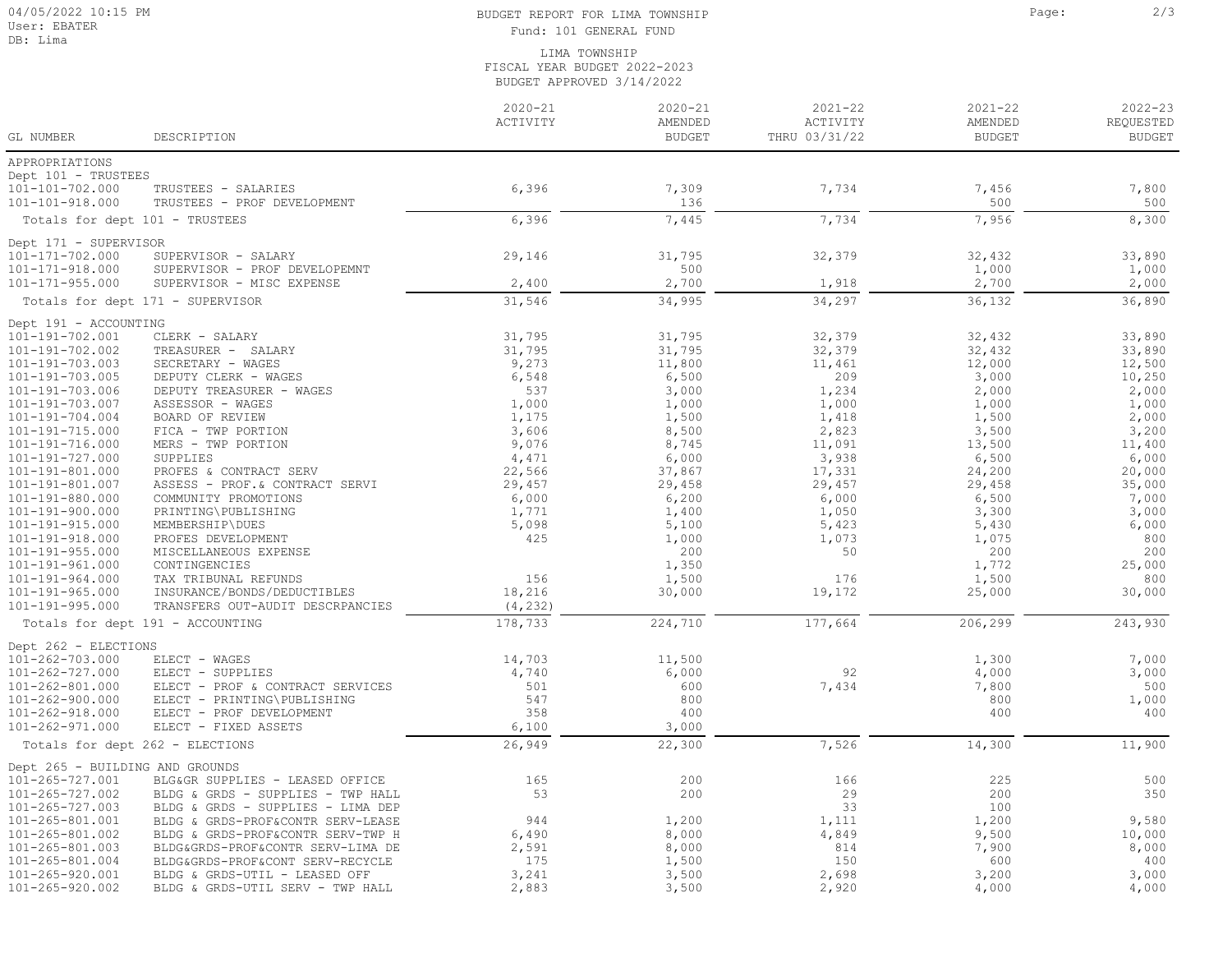BUDGET REPORT FOR LIMA TOWNSHIP
Fund: 101 GENERAL FUND

LIMA TOWNSHIP
FISCAL YEAR BUDGET 2022-2023
BUDGET APPROVED 3/14/2022

| GL NUMBER | DESCRIPTION | 2020-21 ACTIVITY | 2020-21 AMENDED BUDGET | 2021-22 ACTIVITY THRU 03/31/22 | 2021-22 AMENDED BUDGET | 2022-23 REQUESTED BUDGET |
|---|---|---|---|---|---|---|
| APPROPRIATIONS | | | | | | |
| Dept 101 - TRUSTEES | | | | | | |
| 101-101-702.000 | TRUSTEES - SALARIES | 6,396 | 7,309 | 7,734 | 7,456 | 7,800 |
| 101-101-918.000 | TRUSTEES - PROF DEVELOPMENT | | 136 | | 500 | 500 |
| Totals for dept 101 - TRUSTEES | | 6,396 | 7,445 | 7,734 | 7,956 | 8,300 |
| Dept 171 - SUPERVISOR | | | | | | |
| 101-171-702.000 | SUPERVISOR - SALARY | 29,146 | 31,795 | 32,379 | 32,432 | 33,890 |
| 101-171-918.000 | SUPERVISOR - PROF DEVELOPEMNT | | 500 | | 1,000 | 1,000 |
| 101-171-955.000 | SUPERVISOR - MISC EXPENSE | 2,400 | 2,700 | 1,918 | 2,700 | 2,000 |
| Totals for dept 171 - SUPERVISOR | | 31,546 | 34,995 | 34,297 | 36,132 | 36,890 |
| Dept 191 - ACCOUNTING | | | | | | |
| 101-191-702.001 | CLERK - SALARY | 31,795 | 31,795 | 32,379 | 32,432 | 33,890 |
| 101-191-702.002 | TREASURER - SALARY | 31,795 | 31,795 | 32,379 | 32,432 | 33,890 |
| 101-191-703.003 | SECRETARY - WAGES | 9,273 | 11,800 | 11,461 | 12,000 | 12,500 |
| 101-191-703.005 | DEPUTY CLERK - WAGES | 6,548 | 6,500 | 209 | 3,000 | 10,250 |
| 101-191-703.006 | DEPUTY TREASURER - WAGES | 537 | 3,000 | 1,234 | 2,000 | 2,000 |
| 101-191-703.007 | ASSESSOR - WAGES | 1,000 | 1,000 | 1,000 | 1,000 | 1,000 |
| 101-191-704.004 | BOARD OF REVIEW | 1,175 | 1,500 | 1,418 | 1,500 | 2,000 |
| 101-191-715.000 | FICA - TWP PORTION | 3,606 | 8,500 | 2,823 | 3,500 | 3,200 |
| 101-191-716.000 | MERS - TWP PORTION | 9,076 | 8,745 | 11,091 | 13,500 | 11,400 |
| 101-191-727.000 | SUPPLIES | 4,471 | 6,000 | 3,938 | 6,500 | 6,000 |
| 101-191-801.000 | PROFES & CONTRACT SERV | 22,566 | 37,867 | 17,331 | 24,200 | 20,000 |
| 101-191-801.007 | ASSESS - PROF.& CONTRACT SERVI | 29,457 | 29,458 | 29,457 | 29,458 | 35,000 |
| 101-191-880.000 | COMMUNITY PROMOTIONS | 6,000 | 6,200 | 6,000 | 6,500 | 7,000 |
| 101-191-900.000 | PRINTING\PUBLISHING | 1,771 | 1,400 | 1,050 | 3,300 | 3,000 |
| 101-191-915.000 | MEMBERSHIP\DUES | 5,098 | 5,100 | 5,423 | 5,430 | 6,000 |
| 101-191-918.000 | PROFES DEVELOPMENT | 425 | 1,000 | 1,073 | 1,075 | 800 |
| 101-191-955.000 | MISCELLANEOUS EXPENSE | | 200 | 50 | 200 | 200 |
| 101-191-961.000 | CONTINGENCIES | | 1,350 | | 1,772 | 25,000 |
| 101-191-964.000 | TAX TRIBUNAL REFUNDS | 156 | 1,500 | 176 | 1,500 | 800 |
| 101-191-965.000 | INSURANCE/BONDS/DEDUCTIBLES | 18,216 | 30,000 | 19,172 | 25,000 | 30,000 |
| 101-191-995.000 | TRANSFERS OUT-AUDIT DESCRPANCIES | (4,232) | | | | |
| Totals for dept 191 - ACCOUNTING | | 178,733 | 224,710 | 177,664 | 206,299 | 243,930 |
| Dept 262 - ELECTIONS | | | | | | |
| 101-262-703.000 | ELECT - WAGES | 14,703 | 11,500 | | 1,300 | 7,000 |
| 101-262-727.000 | ELECT - SUPPLIES | 4,740 | 6,000 | 92 | 4,000 | 3,000 |
| 101-262-801.000 | ELECT - PROF & CONTRACT SERVICES | 501 | 600 | 7,434 | 7,800 | 500 |
| 101-262-900.000 | ELECT - PRINTING\PUBLISHING | 547 | 800 | | 800 | 1,000 |
| 101-262-918.000 | ELECT - PROF DEVELOPMENT | 358 | 400 | | 400 | 400 |
| 101-262-971.000 | ELECT - FIXED ASSETS | 6,100 | 3,000 | | | |
| Totals for dept 262 - ELECTIONS | | 26,949 | 22,300 | 7,526 | 14,300 | 11,900 |
| Dept 265 - BUILDING AND GROUNDS | | | | | | |
| 101-265-727.001 | BLG&GR SUPPLIES - LEASED OFFICE | 165 | 200 | 166 | 225 | 500 |
| 101-265-727.002 | BLDG & GRDS - SUPPLIES - TWP HALL | 53 | 200 | 29 | 200 | 350 |
| 101-265-727.003 | BLDG & GRDS - SUPPLIES - LIMA DEP | | | 33 | 100 | |
| 101-265-801.001 | BLDG & GRDS-PROF&CONTR SERV-LEASE | 944 | 1,200 | 1,111 | 1,200 | 9,580 |
| 101-265-801.002 | BLDG & GRDS-PROF&CONTR SERV-TWP H | 6,490 | 8,000 | 4,849 | 9,500 | 10,000 |
| 101-265-801.003 | BLDG&GRDS-PROF&CONTR SERV-LIMA DE | 2,591 | 8,000 | 814 | 7,900 | 8,000 |
| 101-265-801.004 | BLDG&GRDS-PROF&CONT SERV-RECYCLE | 175 | 1,500 | 150 | 600 | 400 |
| 101-265-920.001 | BLDG & GRDS-UTIL - LEASED OFF | 3,241 | 3,500 | 2,698 | 3,200 | 3,000 |
| 101-265-920.002 | BLDG & GRDS-UTIL SERV - TWP HALL | 2,883 | 3,500 | 2,920 | 4,000 | 4,000 |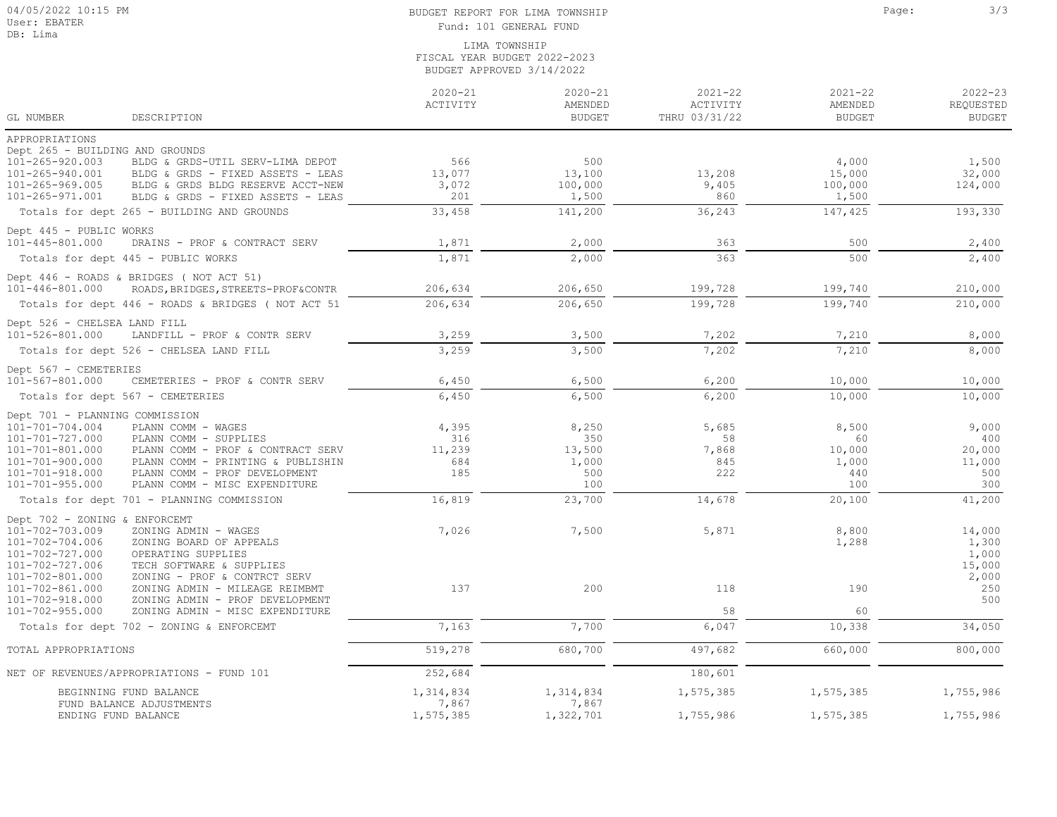04/05/2022 10:15 PM
User: EBATER
DB: Lima

BUDGET REPORT FOR LIMA TOWNSHIP
Fund: 101 GENERAL FUND

LIMA TOWNSHIP
FISCAL YEAR BUDGET 2022-2023
BUDGET APPROVED 3/14/2022

| GL NUMBER | DESCRIPTION | 2020-21 ACTIVITY | 2020-21 AMENDED BUDGET | 2021-22 ACTIVITY THRU 03/31/22 | 2021-22 AMENDED BUDGET | 2022-23 REQUESTED BUDGET |
|---|---|---|---|---|---|---|
| APPROPRIATIONS | | | | | | |
| Dept 265 - BUILDING AND GROUNDS | | | | | | |
| 101-265-920.003 | BLDG & GRDS-UTIL SERV-LIMA DEPOT | 566 | 500 | | 4,000 | 1,500 |
| 101-265-940.001 | BLDG & GRDS - FIXED ASSETS - LEAS | 13,077 | 13,100 | 13,208 | 15,000 | 32,000 |
| 101-265-969.005 | BLDG & GRDS BLDG RESERVE ACCT-NEW | 3,072 | 100,000 | 9,405 | 100,000 | 124,000 |
| 101-265-971.001 | BLDG & GRDS - FIXED ASSETS - LEAS | 201 | 1,500 | 860 | 1,500 | |
| Totals for dept 265 - BUILDING AND GROUNDS | | 33,458 | 141,200 | 36,243 | 147,425 | 193,330 |
| Dept 445 - PUBLIC WORKS | | | | | | |
| 101-445-801.000 | DRAINS - PROF & CONTRACT SERV | 1,871 | 2,000 | 363 | 500 | 2,400 |
| Totals for dept 445 - PUBLIC WORKS | | 1,871 | 2,000 | 363 | 500 | 2,400 |
| Dept 446 - ROADS & BRIDGES ( NOT ACT 51) | | | | | | |
| 101-446-801.000 | ROADS,BRIDGES,STREETS-PROF&CONTR | 206,634 | 206,650 | 199,728 | 199,740 | 210,000 |
| Totals for dept 446 - ROADS & BRIDGES ( NOT ACT 51 | | 206,634 | 206,650 | 199,728 | 199,740 | 210,000 |
| Dept 526 - CHELSEA LAND FILL | | | | | | |
| 101-526-801.000 | LANDFILL - PROF & CONTR SERV | 3,259 | 3,500 | 7,202 | 7,210 | 8,000 |
| Totals for dept 526 - CHELSEA LAND FILL | | 3,259 | 3,500 | 7,202 | 7,210 | 8,000 |
| Dept 567 - CEMETERIES | | | | | | |
| 101-567-801.000 | CEMETERIES - PROF & CONTR SERV | 6,450 | 6,500 | 6,200 | 10,000 | 10,000 |
| Totals for dept 567 - CEMETERIES | | 6,450 | 6,500 | 6,200 | 10,000 | 10,000 |
| Dept 701 - PLANNING COMMISSION | | | | | | |
| 101-701-704.004 | PLANN COMM - WAGES | 4,395 | 8,250 | 5,685 | 8,500 | 9,000 |
| 101-701-727.000 | PLANN COMM - SUPPLIES | 316 | 350 | 58 | 60 | 400 |
| 101-701-801.000 | PLANN COMM - PROF & CONTRACT SERV | 11,239 | 13,500 | 7,868 | 10,000 | 20,000 |
| 101-701-900.000 | PLANN COMM - PRINTING & PUBLISHIN | 684 | 1,000 | 845 | 1,000 | 11,000 |
| 101-701-918.000 | PLANN COMM - PROF DEVELOPMENT | 185 | 500 | 222 | 440 | 500 |
| 101-701-955.000 | PLANN COMM - MISC EXPENDITURE | | 100 | | 100 | 300 |
| Totals for dept 701 - PLANNING COMMISSION | | 16,819 | 23,700 | 14,678 | 20,100 | 41,200 |
| Dept 702 - ZONING & ENFORCEMT | | | | | | |
| 101-702-703.009 | ZONING ADMIN - WAGES | 7,026 | 7,500 | 5,871 | 8,800 | 14,000 |
| 101-702-704.006 | ZONING BOARD OF APPEALS | | | | 1,288 | 1,300 |
| 101-702-727.000 | OPERATING SUPPLIES | | | | | 1,000 |
| 101-702-727.006 | TECH SOFTWARE & SUPPLIES | | | | | 15,000 |
| 101-702-801.000 | ZONING - PROF & CONTRCT SERV | | | | | 2,000 |
| 101-702-861.000 | ZONING ADMIN - MILEAGE REIMBMT | 137 | 200 | 118 | 190 | 250 |
| 101-702-918.000 | ZONING ADMIN - PROF DEVELOPMENT | | | | | 500 |
| 101-702-955.000 | ZONING ADMIN - MISC EXPENDITURE | | | 58 | 60 | |
| Totals for dept 702 - ZONING & ENFORCEMT | | 7,163 | 7,700 | 6,047 | 10,338 | 34,050 |
| TOTAL APPROPRIATIONS | | 519,278 | 680,700 | 497,682 | 660,000 | 800,000 |
| NET OF REVENUES/APPROPRIATIONS - FUND 101 | | 252,684 | | 180,601 | | |
| BEGINNING FUND BALANCE | | 1,314,834 | 1,314,834 | 1,575,385 | 1,575,385 | 1,755,986 |
| FUND BALANCE ADJUSTMENTS | | 7,867 | 7,867 | | | |
| ENDING FUND BALANCE | | 1,575,385 | 1,322,701 | 1,755,986 | 1,575,385 | 1,755,986 |